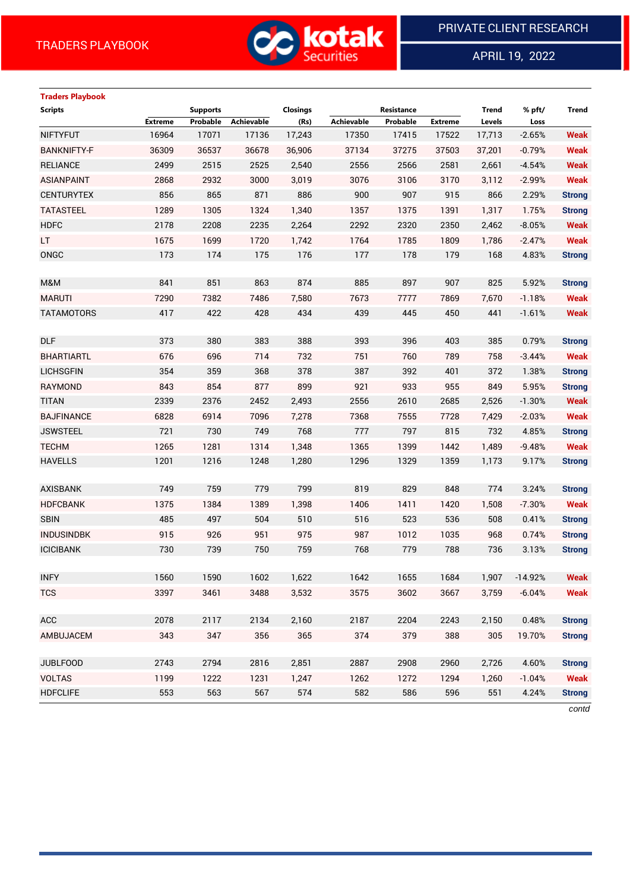TRADERS PLAYBOOK

PRIVATE CLIENT RESEARCH

APRIL 19, 2022

**Traders Playbook**

| Scripts | Supports | | | Closings | Resistance | | | Trend | % pft/ | Trend |
|---|---|---|---|---|---|---|---|---|---|---|
| | Extreme | Probable | Achievable | (Rs) | Achievable | Probable | Extreme | Levels | Loss | |
| NIFTYFUT | 16964 | 17071 | 17136 | 17,243 | 17350 | 17415 | 17522 | 17,713 | -2.65% | Weak |
| BANKNIFTY-F | 36309 | 36537 | 36678 | 36,906 | 37134 | 37275 | 37503 | 37,201 | -0.79% | Weak |
| RELIANCE | 2499 | 2515 | 2525 | 2,540 | 2556 | 2566 | 2581 | 2,661 | -4.54% | Weak |
| ASIANPAINT | 2868 | 2932 | 3000 | 3,019 | 3076 | 3106 | 3170 | 3,112 | -2.99% | Weak |
| CENTURYTEX | 856 | 865 | 871 | 886 | 900 | 907 | 915 | 866 | 2.29% | Strong |
| TATASTEEL | 1289 | 1305 | 1324 | 1,340 | 1357 | 1375 | 1391 | 1,317 | 1.75% | Strong |
| HDFC | 2178 | 2208 | 2235 | 2,264 | 2292 | 2320 | 2350 | 2,462 | -8.05% | Weak |
| LT | 1675 | 1699 | 1720 | 1,742 | 1764 | 1785 | 1809 | 1,786 | -2.47% | Weak |
| ONGC | 173 | 174 | 175 | 176 | 177 | 178 | 179 | 168 | 4.83% | Strong |
| | | | | | | | | | | |
| M&M | 841 | 851 | 863 | 874 | 885 | 897 | 907 | 825 | 5.92% | Strong |
| MARUTI | 7290 | 7382 | 7486 | 7,580 | 7673 | 7777 | 7869 | 7,670 | -1.18% | Weak |
| TATAMOTORS | 417 | 422 | 428 | 434 | 439 | 445 | 450 | 441 | -1.61% | Weak |
| | | | | | | | | | | |
| DLF | 373 | 380 | 383 | 388 | 393 | 396 | 403 | 385 | 0.79% | Strong |
| BHARTIARTL | 676 | 696 | 714 | 732 | 751 | 760 | 789 | 758 | -3.44% | Weak |
| LICHSGFIN | 354 | 359 | 368 | 378 | 387 | 392 | 401 | 372 | 1.38% | Strong |
| RAYMOND | 843 | 854 | 877 | 899 | 921 | 933 | 955 | 849 | 5.95% | Strong |
| TITAN | 2339 | 2376 | 2452 | 2,493 | 2556 | 2610 | 2685 | 2,526 | -1.30% | Weak |
| BAJFINANCE | 6828 | 6914 | 7096 | 7,278 | 7368 | 7555 | 7728 | 7,429 | -2.03% | Weak |
| JSWSTEEL | 721 | 730 | 749 | 768 | 777 | 797 | 815 | 732 | 4.85% | Strong |
| TECHM | 1265 | 1281 | 1314 | 1,348 | 1365 | 1399 | 1442 | 1,489 | -9.48% | Weak |
| HAVELLS | 1201 | 1216 | 1248 | 1,280 | 1296 | 1329 | 1359 | 1,173 | 9.17% | Strong |
| | | | | | | | | | | |
| AXISBANK | 749 | 759 | 779 | 799 | 819 | 829 | 848 | 774 | 3.24% | Strong |
| HDFCBANK | 1375 | 1384 | 1389 | 1,398 | 1406 | 1411 | 1420 | 1,508 | -7.30% | Weak |
| SBIN | 485 | 497 | 504 | 510 | 516 | 523 | 536 | 508 | 0.41% | Strong |
| INDUSINDBK | 915 | 926 | 951 | 975 | 987 | 1012 | 1035 | 968 | 0.74% | Strong |
| ICICIBANK | 730 | 739 | 750 | 759 | 768 | 779 | 788 | 736 | 3.13% | Strong |
| | | | | | | | | | | |
| INFY | 1560 | 1590 | 1602 | 1,622 | 1642 | 1655 | 1684 | 1,907 | -14.92% | Weak |
| TCS | 3397 | 3461 | 3488 | 3,532 | 3575 | 3602 | 3667 | 3,759 | -6.04% | Weak |
| | | | | | | | | | | |
| ACC | 2078 | 2117 | 2134 | 2,160 | 2187 | 2204 | 2243 | 2,150 | 0.48% | Strong |
| AMBUJACEM | 343 | 347 | 356 | 365 | 374 | 379 | 388 | 305 | 19.70% | Strong |
| | | | | | | | | | | |
| JUBLFOOD | 2743 | 2794 | 2816 | 2,851 | 2887 | 2908 | 2960 | 2,726 | 4.60% | Strong |
| VOLTAS | 1199 | 1222 | 1231 | 1,247 | 1262 | 1272 | 1294 | 1,260 | -1.04% | Weak |
| HDFCLIFE | 553 | 563 | 567 | 574 | 582 | 586 | 596 | 551 | 4.24% | Strong |

*contd*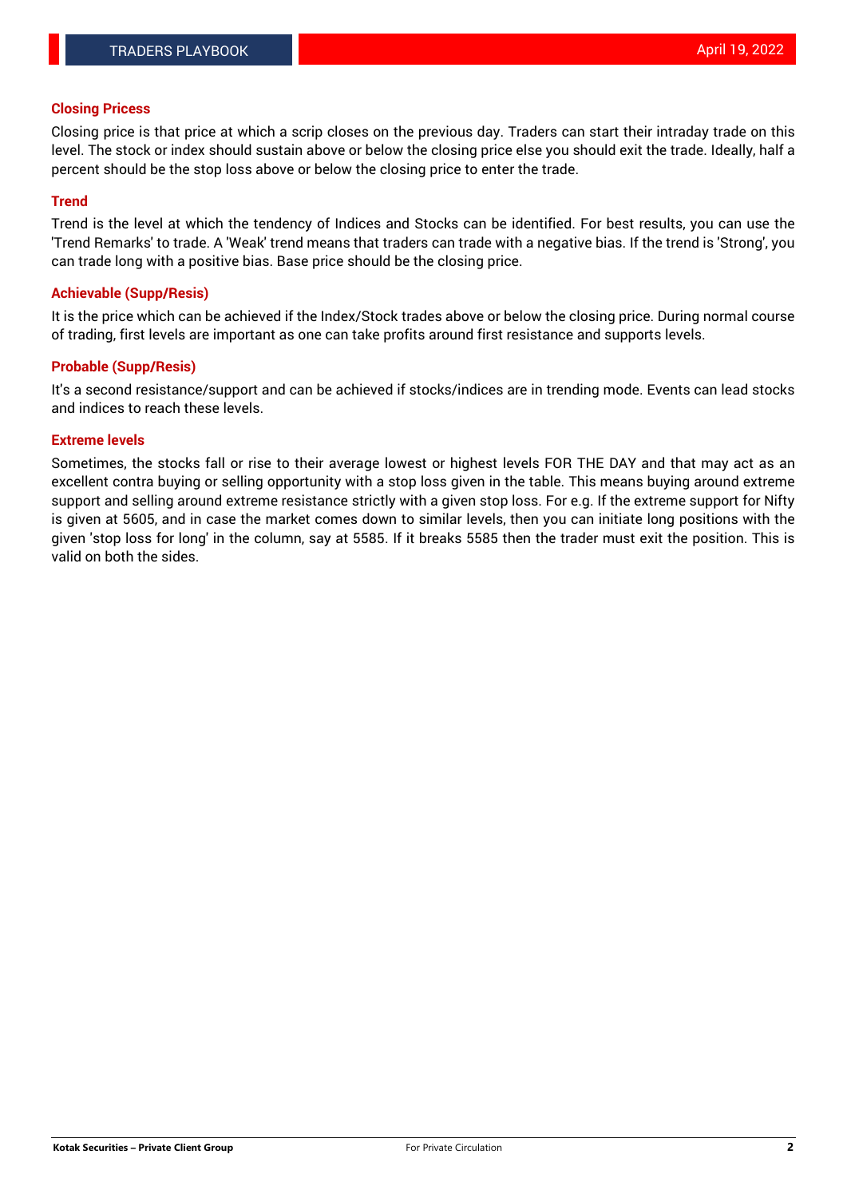## Closing Pricess

Closing price is that price at which a scrip closes on the previous day. Traders can start their intraday trade on this level. The stock or index should sustain above or below the closing price else you should exit the trade. Ideally, half a percent should be the stop loss above or below the closing price to enter the trade.

## Trend

Trend is the level at which the tendency of Indices and Stocks can be identified. For best results, you can use the 'Trend Remarks' to trade. A 'Weak' trend means that traders can trade with a negative bias. If the trend is 'Strong', you can trade long with a positive bias. Base price should be the closing price.

## Achievable (Supp/Resis)

It is the price which can be achieved if the Index/Stock trades above or below the closing price. During normal course of trading, first levels are important as one can take profits around first resistance and supports levels.

## Probable (Supp/Resis)

It's a second resistance/support and can be achieved if stocks/indices are in trending mode. Events can lead stocks and indices to reach these levels.

## Extreme levels

Sometimes, the stocks fall or rise to their average lowest or highest levels FOR THE DAY and that may act as an excellent contra buying or selling opportunity with a stop loss given in the table. This means buying around extreme support and selling around extreme resistance strictly with a given stop loss. For e.g. If the extreme support for Nifty is given at 5605, and in case the market comes down to similar levels, then you can initiate long positions with the given 'stop loss for long' in the column, say at 5585. If it breaks 5585 then the trader must exit the position. This is valid on both the sides.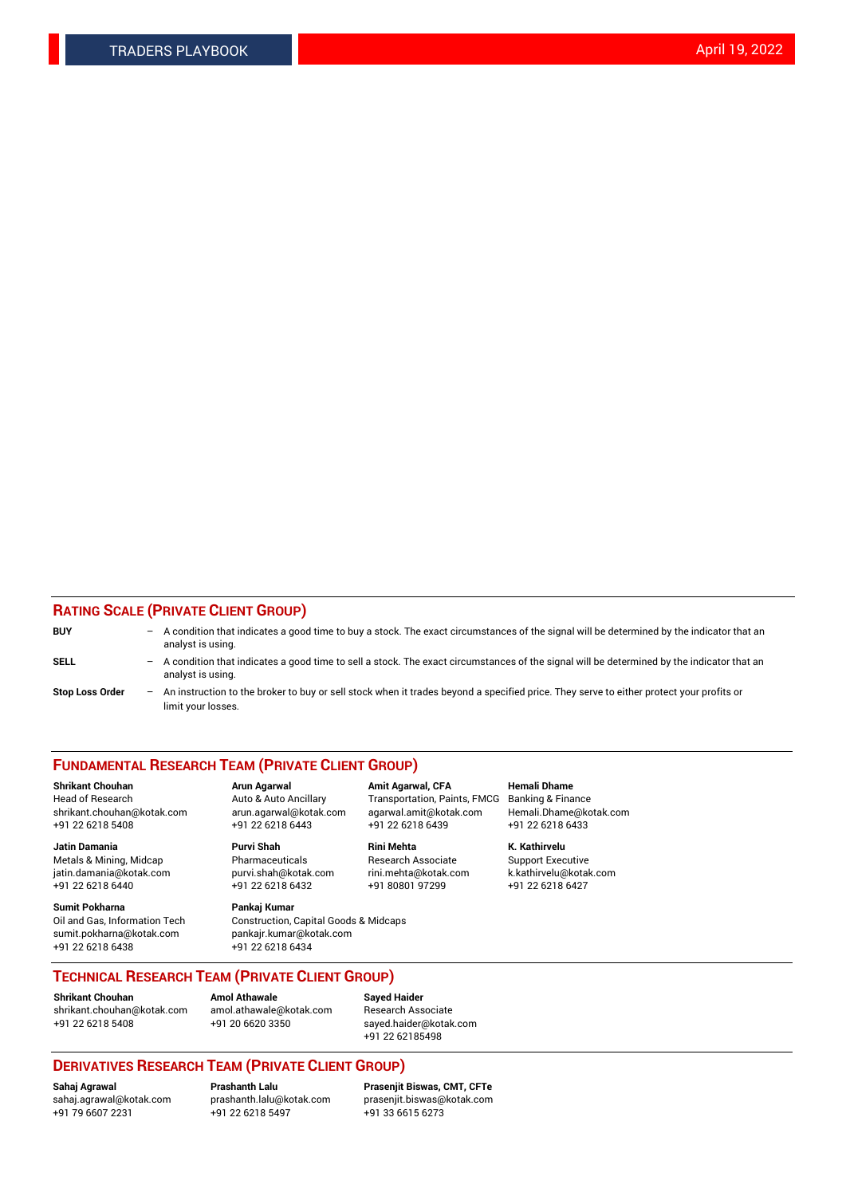## Rating Scale (Private Client Group)

**BUY** – A condition that indicates a good time to buy a stock. The exact circumstances of the signal will be determined by the indicator that an analyst is using.

**SELL** – A condition that indicates a good time to sell a stock. The exact circumstances of the signal will be determined by the indicator that an analyst is using.

**Stop Loss Order** – An instruction to the broker to buy or sell stock when it trades beyond a specified price. They serve to either protect your profits or limit your losses.

## Fundamental Research Team (Private Client Group)

**Shrikant Chouhan**
Head of Research
shrikant.chouhan@kotak.com
+91 22 6218 5408

**Arun Agarwal**
Auto & Auto Ancillary
arun.agarwal@kotak.com
+91 22 6218 6443

**Amit Agarwal, CFA**
Transportation, Paints, FMCG
agarwal.amit@kotak.com
+91 22 6218 6439

**Hemali Dhame**
Banking & Finance
Hemali.Dhame@kotak.com
+91 22 6218 6433

**Jatin Damania**
Metals & Mining, Midcap
jatin.damania@kotak.com
+91 22 6218 6440

**Purvi Shah**
Pharmaceuticals
purvi.shah@kotak.com
+91 22 6218 6432

**Rini Mehta**
Research Associate
rini.mehta@kotak.com
+91 80801 97299

**K. Kathirvelu**
Support Executive
k.kathirvelu@kotak.com
+91 22 6218 6427

**Sumit Pokharna**
Oil and Gas, Information Tech
sumit.pokharna@kotak.com
+91 22 6218 6438

**Pankaj Kumar**
Construction, Capital Goods & Midcaps
pankajr.kumar@kotak.com
+91 22 6218 6434

## Technical Research Team (Private Client Group)

**Shrikant Chouhan**
shrikant.chouhan@kotak.com
+91 22 6218 5408

**Amol Athawale**
amol.athawale@kotak.com
+91 20 6620 3350

**Sayed Haider**
Research Associate
sayed.haider@kotak.com
+91 22 62185498

## Derivatives Research Team (Private Client Group)

**Sahaj Agrawal**
sahaj.agrawal@kotak.com
+91 79 6607 2231

**Prashanth Lalu**
prashanth.lalu@kotak.com
+91 22 6218 5497

**Prasenjit Biswas, CMT, CFTe**
prasenjit.biswas@kotak.com
+91 33 6615 6273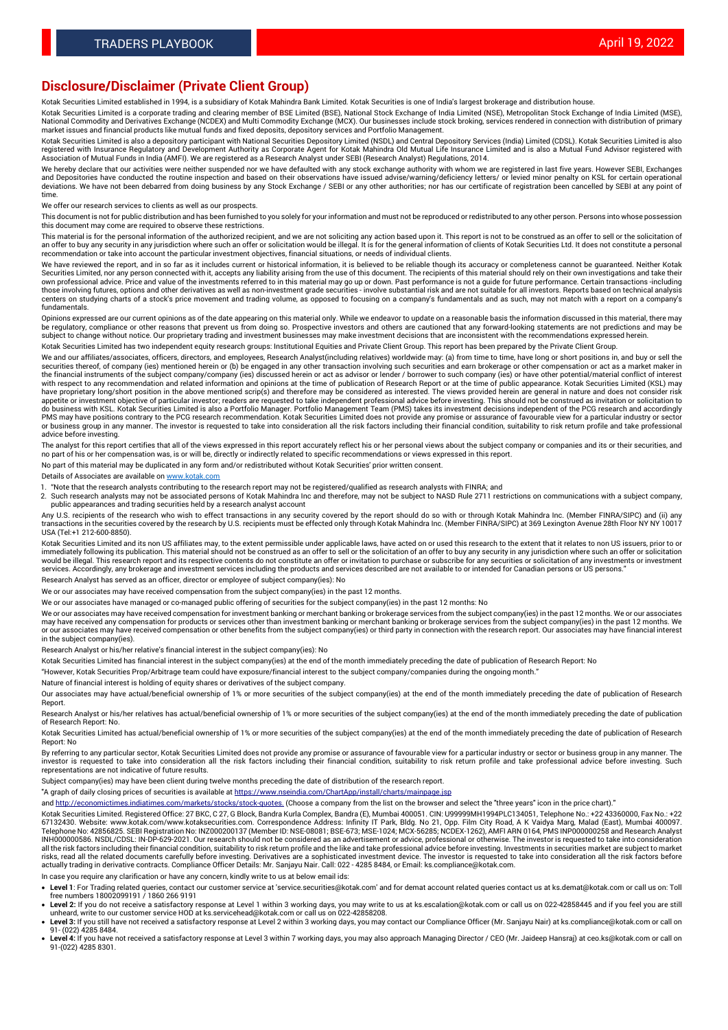# Disclosure/Disclaimer (Private Client Group)

Kotak Securities Limited established in 1994, is a subsidiary of Kotak Mahindra Bank Limited. Kotak Securities is one of India's largest brokerage and distribution house.

Kotak Securities Limited is a corporate trading and clearing member of BSE Limited (BSE), National Stock Exchange of India Limited (NSE), Metropolitan Stock Exchange of India Limited (MSE), National Commodity and Derivatives Exchange (NCDEX) and Multi Commodity Exchange (MCX). Our businesses include stock broking, services rendered in connection with distribution of primary market issues and financial products like mutual funds and fixed deposits, depository services and Portfolio Management.

Kotak Securities Limited is also a depository participant with National Securities Depository Limited (NSDL) and Central Depository Services (India) Limited (CDSL). Kotak Securities Limited is also registered with Insurance Regulatory and Development Authority as Corporate Agent for Kotak Mahindra Old Mutual Life Insurance Limited and is also a Mutual Fund Advisor registered with Association of Mutual Funds in India (AMFI). We are registered as a Research Analyst under SEBI (Research Analyst) Regulations, 2014.

We hereby declare that our activities were neither suspended nor we have defaulted with any stock exchange authority with whom we are registered in last five years. However SEBI, Exchanges and Depositories have conducted the routine inspection and based on their observations have issued advise/warning/deficiency letters/ or levied minor penalty on KSL for certain operational deviations. We have not been debarred from doing business by any Stock Exchange / SEBI or any other authorities; nor has our certificate of registration been cancelled by SEBI at any point of time.

We offer our research services to clients as well as our prospects.

This document is not for public distribution and has been furnished to you solely for your information and must not be reproduced or redistributed to any other person. Persons into whose possession this document may come are required to observe these restrictions.

This material is for the personal information of the authorized recipient, and we are not soliciting any action based upon it. This report is not to be construed as an offer to sell or the solicitation of an offer to buy any security in any jurisdiction where such an offer or solicitation would be illegal. It is for the general information of clients of Kotak Securities Ltd. It does not constitute a personal recommendation or take into account the particular investment objectives, financial situations, or needs of individual clients.

We have reviewed the report, and in so far as it includes current or historical information, it is believed to be reliable though its accuracy or completeness cannot be guaranteed. Neither Kotak Securities Limited, nor any person connected with it, accepts any liability arising from the use of this document. The recipients of this material should rely on their own investigations and take their own professional advice. Price and value of the investments referred to in this material may go up or down. Past performance is not a guide for future performance. Certain transactions -including those involving futures, options and other derivatives as well as non-investment grade securities - involve substantial risk and are not suitable for all investors. Reports based on technical analysis centers on studying charts of a stock's price movement and trading volume, as opposed to focusing on a company's fundamentals and as such, may not match with a report on a company's fundamentals.

Opinions expressed are our current opinions as of the date appearing on this material only. While we endeavor to update on a reasonable basis the information discussed in this material, there may be regulatory, compliance or other reasons that prevent us from doing so. Prospective investors and others are cautioned that any forward-looking statements are not predictions and may be subject to change without notice. Our proprietary trading and investment businesses may make investment decisions that are inconsistent with the recommendations expressed herein.

Kotak Securities Limited has two independent equity research groups: Institutional Equities and Private Client Group. This report has been prepared by the Private Client Group.

We and our affiliates/associates, officers, directors, and employees, Research Analyst(including relatives) worldwide may: (a) from time to time, have long or short positions in, and buy or sell the securities thereof, of company (ies) mentioned herein or (b) be engaged in any other transaction involving such securities and earn brokerage or other compensation or act as a market maker in the financial instruments of the subject company/company (ies) discussed herein or act as advisor or lender / borrower to such company (ies) or have other potential/material conflict of interest with respect to any recommendation and related information and opinions at the time of publication of Research Report or at the time of public appearance. Kotak Securities Limited (KSL) may have proprietary long/short position in the above mentioned scrip(s) and therefore may be considered as interested. The views provided herein are general in nature and does not consider risk appetite or investment objective of particular investor; readers are requested to take independent professional advice before investing. This should not be construed as invitation or solicitation to do business with KSL. Kotak Securities Limited is also a Portfolio Manager. Portfolio Management Team (PMS) takes its investment decisions independent of the PCG research and accordingly PMS may have positions contrary to the PCG research recommendation. Kotak Securities Limited does not provide any promise or assurance of favourable view for a particular industry or sector or business group in any manner. The investor is requested to take into consideration all the risk factors including their financial condition, suitability to risk return profile and take professional advice before investing.

The analyst for this report certifies that all of the views expressed in this report accurately reflect his or her personal views about the subject company or companies and its or their securities, and no part of his or her compensation was, is or will be, directly or indirectly related to specific recommendations or views expressed in this report.

No part of this material may be duplicated in any form and/or redistributed without Kotak Securities' prior written consent.

Details of Associates are available on www.kotak.com

1. "Note that the research analysts contributing to the research report may not be registered/qualified as research analysts with FINRA; and
2. Such research analysts may not be associated persons of Kotak Mahindra Inc and therefore, may not be subject to NASD Rule 2711 restrictions on communications with a subject company, public appearances and trading securities held by a research analyst account

Any U.S. recipients of the research who wish to effect transactions in any security covered by the report should do so with or through Kotak Mahindra Inc. (Member FINRA/SIPC) and (ii) any transactions in the securities covered by the research by U.S. recipients must be effected only through Kotak Mahindra Inc. (Member FINRA/SIPC) at 369 Lexington Avenue 28th Floor NY NY 10017 USA (Tel:+1 212-600-8850).

Kotak Securities Limited and its non US affiliates may, to the extent permissible under applicable laws, have acted on or used this research to the extent that it relates to non US issuers, prior to or immediately following its publication. This material should not be construed as an offer to sell or the solicitation of an offer to buy any security in any jurisdiction where such an offer or solicitation would be illegal. This research report and its respective contents do not constitute an offer or invitation to purchase or subscribe for any securities or solicitation of any investments or investment services. Accordingly, any brokerage and investment services including the products and services described are not available to or intended for Canadian persons or US persons."

Research Analyst has served as an officer, director or employee of subject company(ies): No

We or our associates may have received compensation from the subject company(ies) in the past 12 months.

We or our associates have managed or co-managed public offering of securities for the subject company(ies) in the past 12 months: No

We or our associates may have received compensation for investment banking or merchant banking or brokerage services from the subject company(ies) in the past 12 months. We or our associates may have received any compensation for products or services other than investment banking or merchant banking or brokerage services from the subject company(ies) in the past 12 months. We or our associates may have received compensation or other benefits from the subject company(ies) or third party in connection with the research report. Our associates may have financial interest in the subject company(ies).

Research Analyst or his/her relative's financial interest in the subject company(ies): No

Kotak Securities Limited has financial interest in the subject company(ies) at the end of the month immediately preceding the date of publication of Research Report: No

"However, Kotak Securities Prop/Arbitrage team could have exposure/financial interest to the subject company/companies during the ongoing month."

Nature of financial interest is holding of equity shares or derivatives of the subject company.

Our associates may have actual/beneficial ownership of 1% or more securities of the subject company(ies) at the end of the month immediately preceding the date of publication of Research Report.

Research Analyst or his/her relatives has actual/beneficial ownership of 1% or more securities of the subject company(ies) at the end of the month immediately preceding the date of publication of Research Report: No.

Kotak Securities Limited has actual/beneficial ownership of 1% or more securities of the subject company(ies) at the end of the month immediately preceding the date of publication of Research Report: No

By referring to any particular sector, Kotak Securities Limited does not provide any promise or assurance of favourable view for a particular industry or sector or business group in any manner. The investor is requested to take into consideration all the risk factors including their financial condition, suitability to risk return profile and take professional advice before investing. Such representations are not indicative of future results.

Subject company(ies) may have been client during twelve months preceding the date of distribution of the research report.

"A graph of daily closing prices of securities is available at https://www.nseindia.com/ChartApp/install/charts/mainpage.jsp

and http://economictimes.indiatimes.com/markets/stocks/stock-quotes. (Choose a company from the list on the browser and select the "three years" icon in the price chart)."

Kotak Securities Limited. Registered Office: 27 BKC, C 27, G Block, Bandra Kurla Complex, Bandra (E), Mumbai 400051. CIN: U99999MH1994PLC134051, Telephone No.: +22 43360000, Fax No.: +22 67132430. Website: www.kotak.com/www.kotaksecurities.com. Correspondence Address: Infinity IT Park, Bldg. No 21, Opp. Film City Road, A K Vaidya Marg, Malad (East), Mumbai 400097. Telephone No: 42856825. SEBI Registration No: INZ000200137 (Member ID: NSE-08081; BSE-673; MSE-1024; MCX-56285; NCDEX-1262), AMFI ARN 0164, PMS INP000000258 and Research Analyst INH000000586. NSDL/CDSL: IN-DP-629-2021. Our research should not be considered as an advertisement or advice, professional or otherwise. The investor is requested to take into consideration all the risk factors including their financial condition, suitability to risk return profile and the like and take professional advice before investing. Investments in securities market are subject to market risks, read all the related documents carefully before investing. Derivatives are a sophisticated investment device. The investor is requested to take into consideration all the risk factors before actually trading in derivative contracts. Compliance Officer Details: Mr. Sanjayu Nair. Call: 022 - 4285 8484, or Email: ks.compliance@kotak.com.

In case you require any clarification or have any concern, kindly write to us at below email ids:

- **Level 1**: For Trading related queries, contact our customer service at 'service.securities@kotak.com' and for demat account related queries contact us at ks.demat@kotak.com or call us on: Toll free numbers 18002099191 / 1860 266 9191
- **Level 2:** If you do not receive a satisfactory response at Level 1 within 3 working days, you may write to us at ks.escalation@kotak.com or call us on 022-42858445 and if you feel you are still unheard, write to our customer service HOD at ks.servicehead@kotak.com or call us on 022-42858208.
- **Level 3:** If you still have not received a satisfactory response at Level 2 within 3 working days, you may contact our Compliance Officer (Mr. Sanjayu Nair) at ks.compliance@kotak.com or call on 91- (022) 4285 8484.
- **Level 4:** If you have not received a satisfactory response at Level 3 within 7 working days, you may also approach Managing Director / CEO (Mr. Jaideep Hansraj) at ceo.ks@kotak.com or call on 91-(022) 4285 8301.